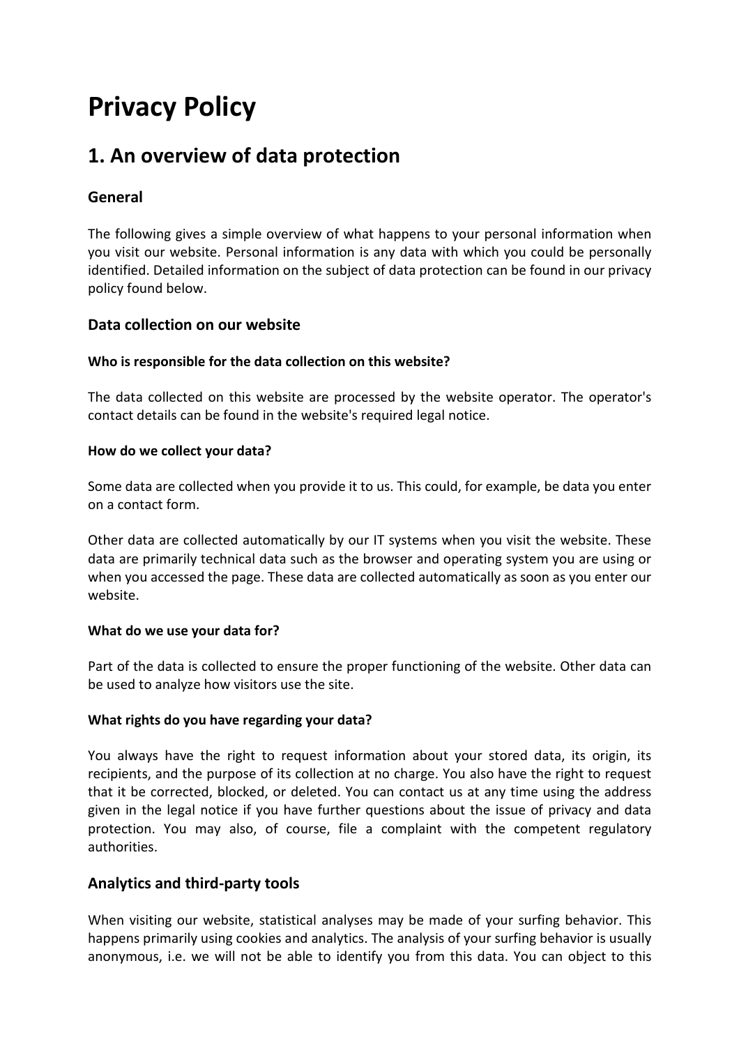# Privacy Policy

## 1. An overview of data protection

### General

The following gives a simple overview of what happens to your personal information when you visit our website. Personal information is any data with which you could be personally identified. Detailed information on the subject of data protection can be found in our privacy policy found below.

### Data collection on our website

#### Who is responsible for the data collection on this website?

The data collected on this website are processed by the website operator. The operator's contact details can be found in the website's required legal notice.

#### How do we collect your data?

Some data are collected when you provide it to us. This could, for example, be data you enter on a contact form.

Other data are collected automatically by our IT systems when you visit the website. These data are primarily technical data such as the browser and operating system you are using or when you accessed the page. These data are collected automatically as soon as you enter our website.

#### What do we use your data for?

Part of the data is collected to ensure the proper functioning of the website. Other data can be used to analyze how visitors use the site.

#### What rights do you have regarding your data?

You always have the right to request information about your stored data, its origin, its recipients, and the purpose of its collection at no charge. You also have the right to request that it be corrected, blocked, or deleted. You can contact us at any time using the address given in the legal notice if you have further questions about the issue of privacy and data protection. You may also, of course, file a complaint with the competent regulatory authorities.

### Analytics and third-party tools

When visiting our website, statistical analyses may be made of your surfing behavior. This happens primarily using cookies and analytics. The analysis of your surfing behavior is usually anonymous, i.e. we will not be able to identify you from this data. You can object to this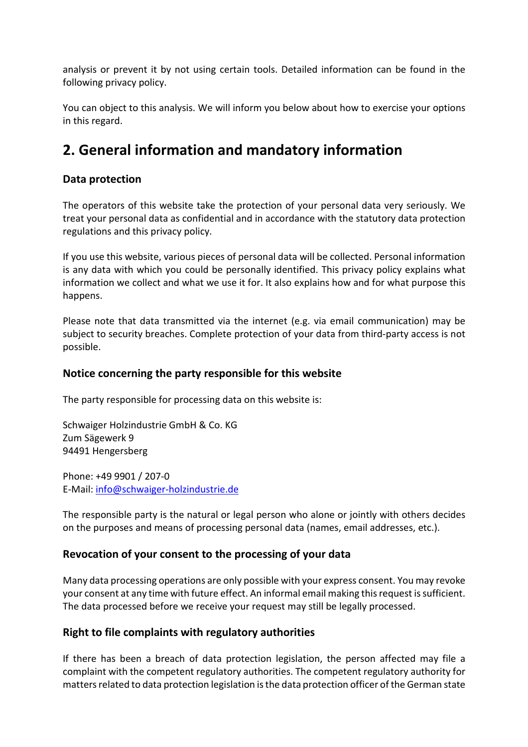analysis or prevent it by not using certain tools. Detailed information can be found in the following privacy policy.

You can object to this analysis. We will inform you below about how to exercise your options in this regard.

## 2. General information and mandatory information

### Data protection

The operators of this website take the protection of your personal data very seriously. We treat your personal data as confidential and in accordance with the statutory data protection regulations and this privacy policy.

If you use this website, various pieces of personal data will be collected. Personal information is any data with which you could be personally identified. This privacy policy explains what information we collect and what we use it for. It also explains how and for what purpose this happens.

Please note that data transmitted via the internet (e.g. via email communication) may be subject to security breaches. Complete protection of your data from third-party access is not possible.

### Notice concerning the party responsible for this website

The party responsible for processing data on this website is:

Schwaiger Holzindustrie GmbH & Co. KG
Zum Sägewerk 9
94491 Hengersberg

Phone: +49 9901 / 207-0
E-Mail: info@schwaiger-holzindustrie.de

The responsible party is the natural or legal person who alone or jointly with others decides on the purposes and means of processing personal data (names, email addresses, etc.).

### Revocation of your consent to the processing of your data

Many data processing operations are only possible with your express consent. You may revoke your consent at any time with future effect. An informal email making this request is sufficient. The data processed before we receive your request may still be legally processed.

### Right to file complaints with regulatory authorities

If there has been a breach of data protection legislation, the person affected may file a complaint with the competent regulatory authorities. The competent regulatory authority for matters related to data protection legislation is the data protection officer of the German state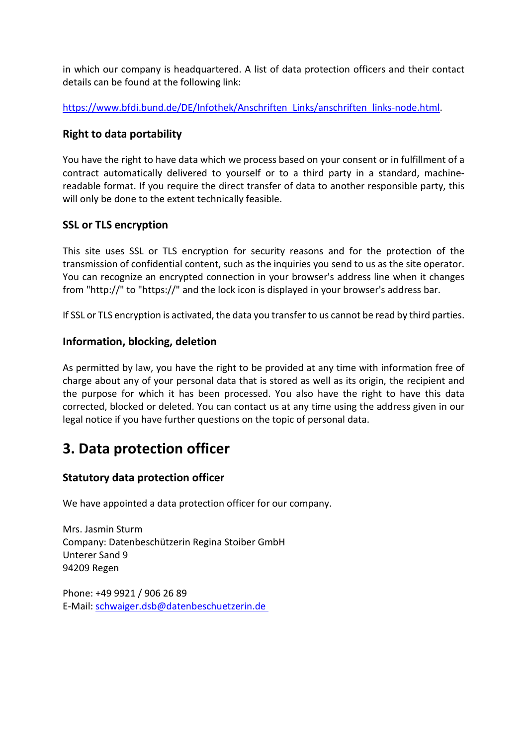in which our company is headquartered. A list of data protection officers and their contact details can be found at the following link:

https://www.bfdi.bund.de/DE/Infothek/Anschriften_Links/anschriften_links-node.html.

### Right to data portability

You have the right to have data which we process based on your consent or in fulfillment of a contract automatically delivered to yourself or to a third party in a standard, machine-readable format. If you require the direct transfer of data to another responsible party, this will only be done to the extent technically feasible.

### SSL or TLS encryption

This site uses SSL or TLS encryption for security reasons and for the protection of the transmission of confidential content, such as the inquiries you send to us as the site operator. You can recognize an encrypted connection in your browser's address line when it changes from "http://" to "https://" and the lock icon is displayed in your browser's address bar.

If SSL or TLS encryption is activated, the data you transfer to us cannot be read by third parties.

### Information, blocking, deletion

As permitted by law, you have the right to be provided at any time with information free of charge about any of your personal data that is stored as well as its origin, the recipient and the purpose for which it has been processed. You also have the right to have this data corrected, blocked or deleted. You can contact us at any time using the address given in our legal notice if you have further questions on the topic of personal data.

## 3. Data protection officer

### Statutory data protection officer

We have appointed a data protection officer for our company.

Mrs. Jasmin Sturm
Company: Datenbeschützerin Regina Stoiber GmbH
Unterer Sand 9
94209 Regen

Phone: +49 9921 / 906 26 89
E-Mail: schwaiger.dsb@datenbeschuetzerin.de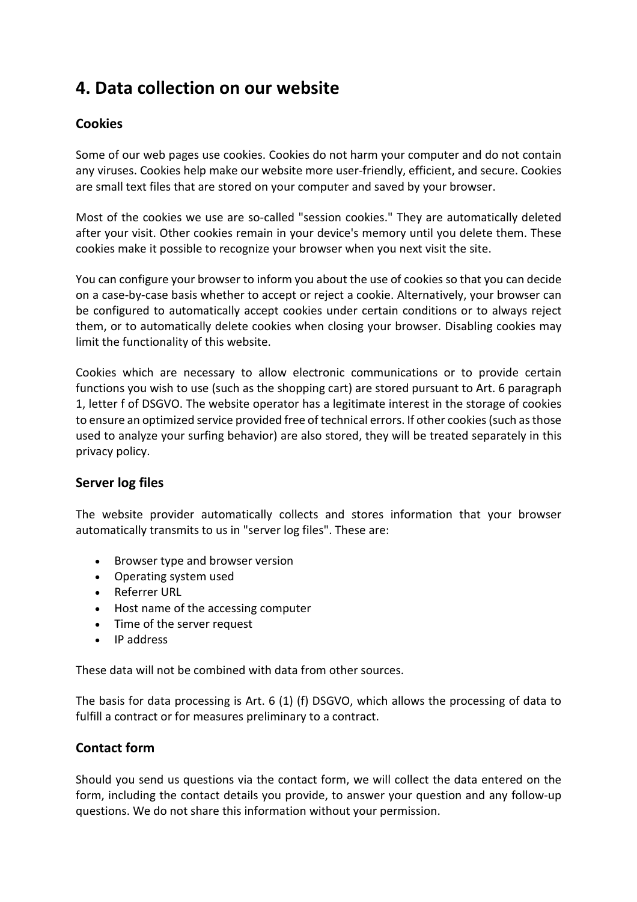# 4. Data collection on our website

## Cookies

Some of our web pages use cookies. Cookies do not harm your computer and do not contain any viruses. Cookies help make our website more user-friendly, efficient, and secure. Cookies are small text files that are stored on your computer and saved by your browser.

Most of the cookies we use are so-called "session cookies." They are automatically deleted after your visit. Other cookies remain in your device's memory until you delete them. These cookies make it possible to recognize your browser when you next visit the site.

You can configure your browser to inform you about the use of cookies so that you can decide on a case-by-case basis whether to accept or reject a cookie. Alternatively, your browser can be configured to automatically accept cookies under certain conditions or to always reject them, or to automatically delete cookies when closing your browser. Disabling cookies may limit the functionality of this website.

Cookies which are necessary to allow electronic communications or to provide certain functions you wish to use (such as the shopping cart) are stored pursuant to Art. 6 paragraph 1, letter f of DSGVO. The website operator has a legitimate interest in the storage of cookies to ensure an optimized service provided free of technical errors. If other cookies (such as those used to analyze your surfing behavior) are also stored, they will be treated separately in this privacy policy.

## Server log files

The website provider automatically collects and stores information that your browser automatically transmits to us in "server log files". These are:

- Browser type and browser version
- Operating system used
- Referrer URL
- Host name of the accessing computer
- Time of the server request
- IP address

These data will not be combined with data from other sources.

The basis for data processing is Art. 6 (1) (f) DSGVO, which allows the processing of data to fulfill a contract or for measures preliminary to a contract.

## Contact form

Should you send us questions via the contact form, we will collect the data entered on the form, including the contact details you provide, to answer your question and any follow-up questions. We do not share this information without your permission.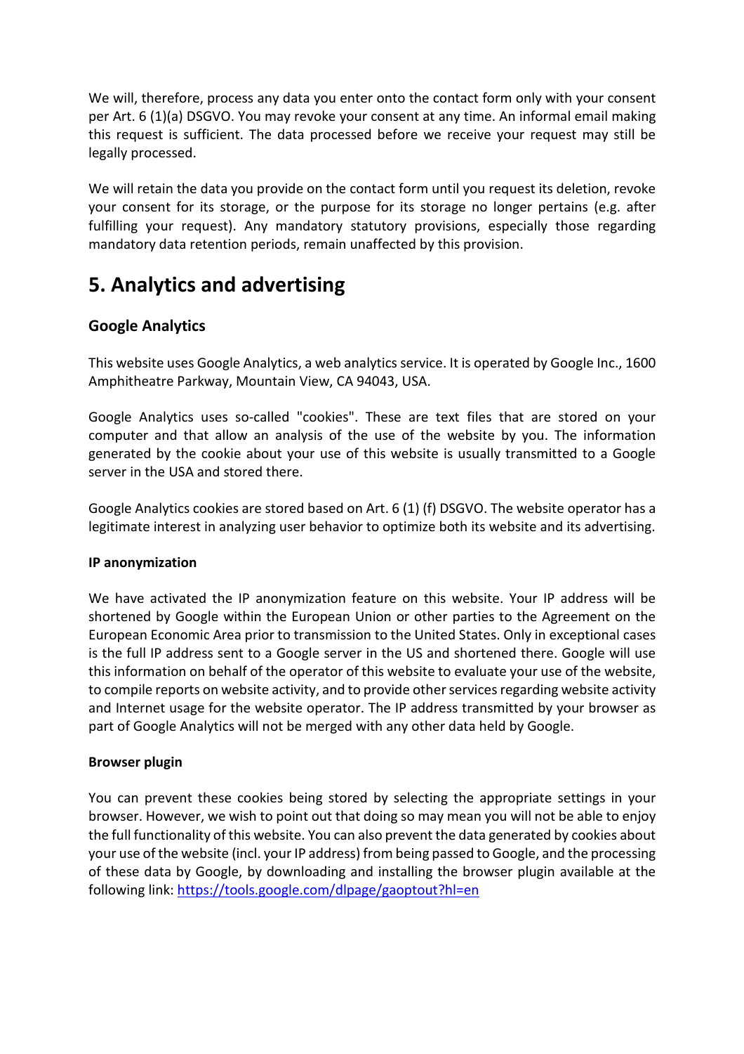We will, therefore, process any data you enter onto the contact form only with your consent per Art. 6 (1)(a) DSGVO. You may revoke your consent at any time. An informal email making this request is sufficient. The data processed before we receive your request may still be legally processed.

We will retain the data you provide on the contact form until you request its deletion, revoke your consent for its storage, or the purpose for its storage no longer pertains (e.g. after fulfilling your request). Any mandatory statutory provisions, especially those regarding mandatory data retention periods, remain unaffected by this provision.

## 5. Analytics and advertising

### Google Analytics

This website uses Google Analytics, a web analytics service. It is operated by Google Inc., 1600 Amphitheatre Parkway, Mountain View, CA 94043, USA.

Google Analytics uses so-called "cookies". These are text files that are stored on your computer and that allow an analysis of the use of the website by you. The information generated by the cookie about your use of this website is usually transmitted to a Google server in the USA and stored there.

Google Analytics cookies are stored based on Art. 6 (1) (f) DSGVO. The website operator has a legitimate interest in analyzing user behavior to optimize both its website and its advertising.

**IP anonymization**

We have activated the IP anonymization feature on this website. Your IP address will be shortened by Google within the European Union or other parties to the Agreement on the European Economic Area prior to transmission to the United States. Only in exceptional cases is the full IP address sent to a Google server in the US and shortened there. Google will use this information on behalf of the operator of this website to evaluate your use of the website, to compile reports on website activity, and to provide other services regarding website activity and Internet usage for the website operator. The IP address transmitted by your browser as part of Google Analytics will not be merged with any other data held by Google.

**Browser plugin**

You can prevent these cookies being stored by selecting the appropriate settings in your browser. However, we wish to point out that doing so may mean you will not be able to enjoy the full functionality of this website. You can also prevent the data generated by cookies about your use of the website (incl. your IP address) from being passed to Google, and the processing of these data by Google, by downloading and installing the browser plugin available at the following link: [https://tools.google.com/dlpage/gaoptout?hl=en](https://tools.google.com/dlpage/gaoptout?hl=en)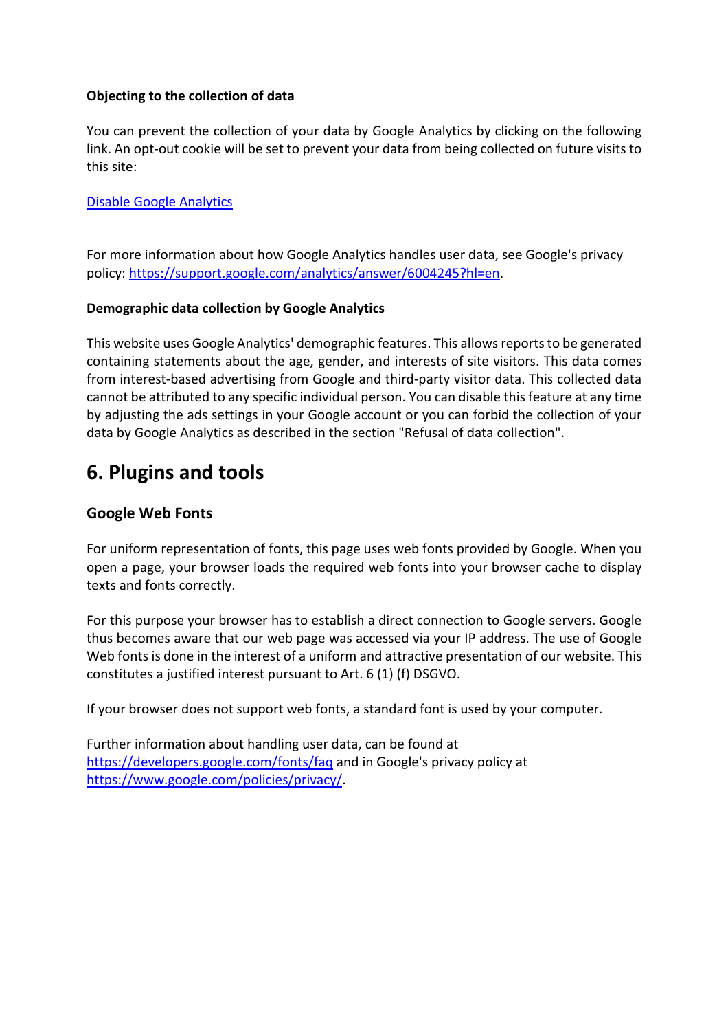**Objecting to the collection of data**

You can prevent the collection of your data by Google Analytics by clicking on the following link. An opt-out cookie will be set to prevent your data from being collected on future visits to this site:

Disable Google Analytics

For more information about how Google Analytics handles user data, see Google's privacy policy: https://support.google.com/analytics/answer/6004245?hl=en.

**Demographic data collection by Google Analytics**

This website uses Google Analytics' demographic features. This allows reports to be generated containing statements about the age, gender, and interests of site visitors. This data comes from interest-based advertising from Google and third-party visitor data. This collected data cannot be attributed to any specific individual person. You can disable this feature at any time by adjusting the ads settings in your Google account or you can forbid the collection of your data by Google Analytics as described in the section "Refusal of data collection".

## 6. Plugins and tools

### Google Web Fonts

For uniform representation of fonts, this page uses web fonts provided by Google. When you open a page, your browser loads the required web fonts into your browser cache to display texts and fonts correctly.

For this purpose your browser has to establish a direct connection to Google servers. Google thus becomes aware that our web page was accessed via your IP address. The use of Google Web fonts is done in the interest of a uniform and attractive presentation of our website. This constitutes a justified interest pursuant to Art. 6 (1) (f) DSGVO.

If your browser does not support web fonts, a standard font is used by your computer.

Further information about handling user data, can be found at https://developers.google.com/fonts/faq and in Google's privacy policy at https://www.google.com/policies/privacy/.